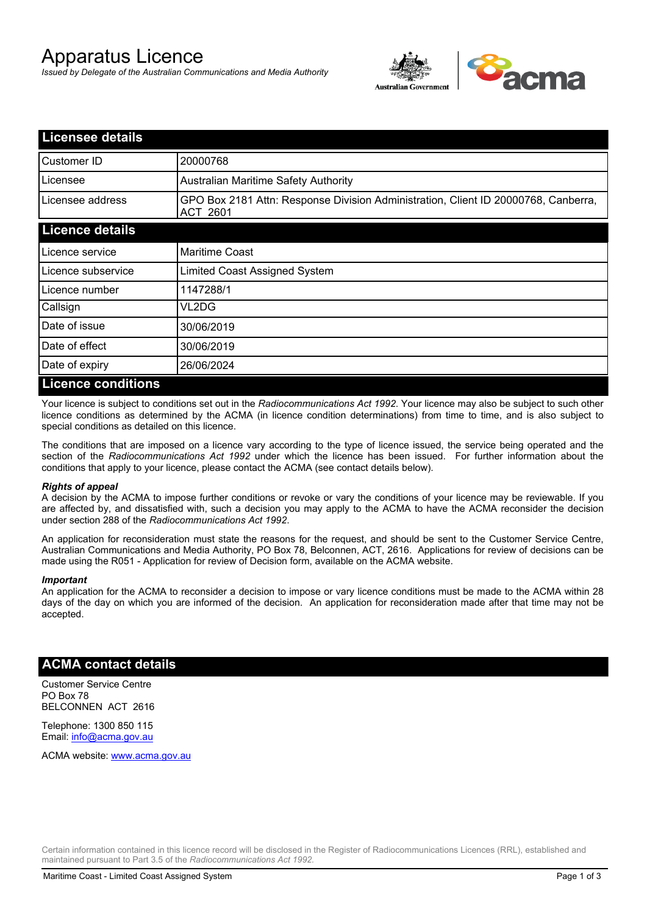# Apparatus Licence

*Issued by Delegate of the Australian Communications and Media Authority*

## Licensee details

| | |
|---|---|
| Customer ID | 20000768 |
| Licensee | Australian Maritime Safety Authority |
| Licensee address | GPO Box 2181 Attn: Response Division Administration, Client ID 20000768, Canberra, ACT 2601 |

## Licence details

| | |
|---|---|
| Licence service | Maritime Coast |
| Licence subservice | Limited Coast Assigned System |
| Licence number | 1147288/1 |
| Callsign | VL2DG |
| Date of issue | 30/06/2019 |
| Date of effect | 30/06/2019 |
| Date of expiry | 26/06/2024 |

## Licence conditions

Your licence is subject to conditions set out in the *Radiocommunications Act 1992*. Your licence may also be subject to such other licence conditions as determined by the ACMA (in licence condition determinations) from time to time, and is also subject to special conditions as detailed on this licence.

The conditions that are imposed on a licence vary according to the type of licence issued, the service being operated and the section of the *Radiocommunications Act 1992* under which the licence has been issued. For further information about the conditions that apply to your licence, please contact the ACMA (see contact details below).

***Rights of appeal***

A decision by the ACMA to impose further conditions or revoke or vary the conditions of your licence may be reviewable. If you are affected by, and dissatisfied with, such a decision you may apply to the ACMA to have the ACMA reconsider the decision under section 288 of the *Radiocommunications Act 1992*.

An application for reconsideration must state the reasons for the request, and should be sent to the Customer Service Centre, Australian Communications and Media Authority, PO Box 78, Belconnen, ACT, 2616. Applications for review of decisions can be made using the R051 - Application for review of Decision form, available on the ACMA website.

***Important***

An application for the ACMA to reconsider a decision to impose or vary licence conditions must be made to the ACMA within 28 days of the day on which you are informed of the decision. An application for reconsideration made after that time may not be accepted.

## ACMA contact details

Customer Service Centre
PO Box 78
BELCONNEN ACT 2616

Telephone: 1300 850 115
Email: info@acma.gov.au

ACMA website: www.acma.gov.au

Certain information contained in this licence record will be disclosed in the Register of Radiocommunications Licences (RRL), established and maintained pursuant to Part 3.5 of the *Radiocommunications Act 1992.*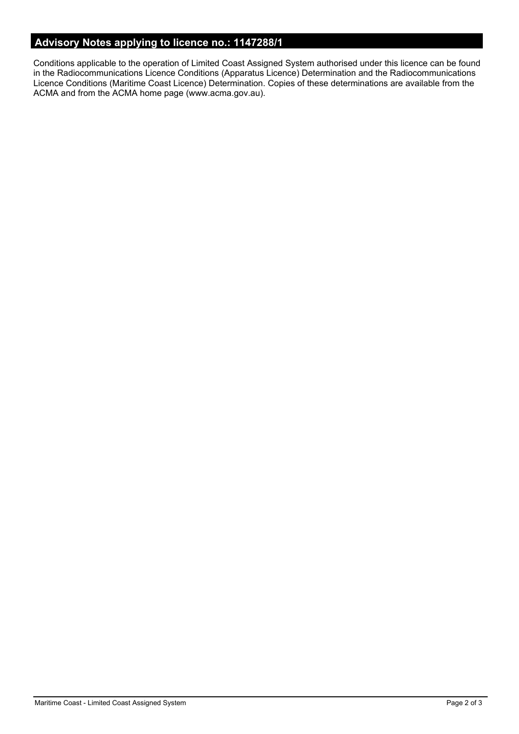## Advisory Notes applying to licence no.: 1147288/1

Conditions applicable to the operation of Limited Coast Assigned System authorised under this licence can be found in the Radiocommunications Licence Conditions (Apparatus Licence) Determination and the Radiocommunications Licence Conditions (Maritime Coast Licence) Determination. Copies of these determinations are available from the ACMA and from the ACMA home page (www.acma.gov.au).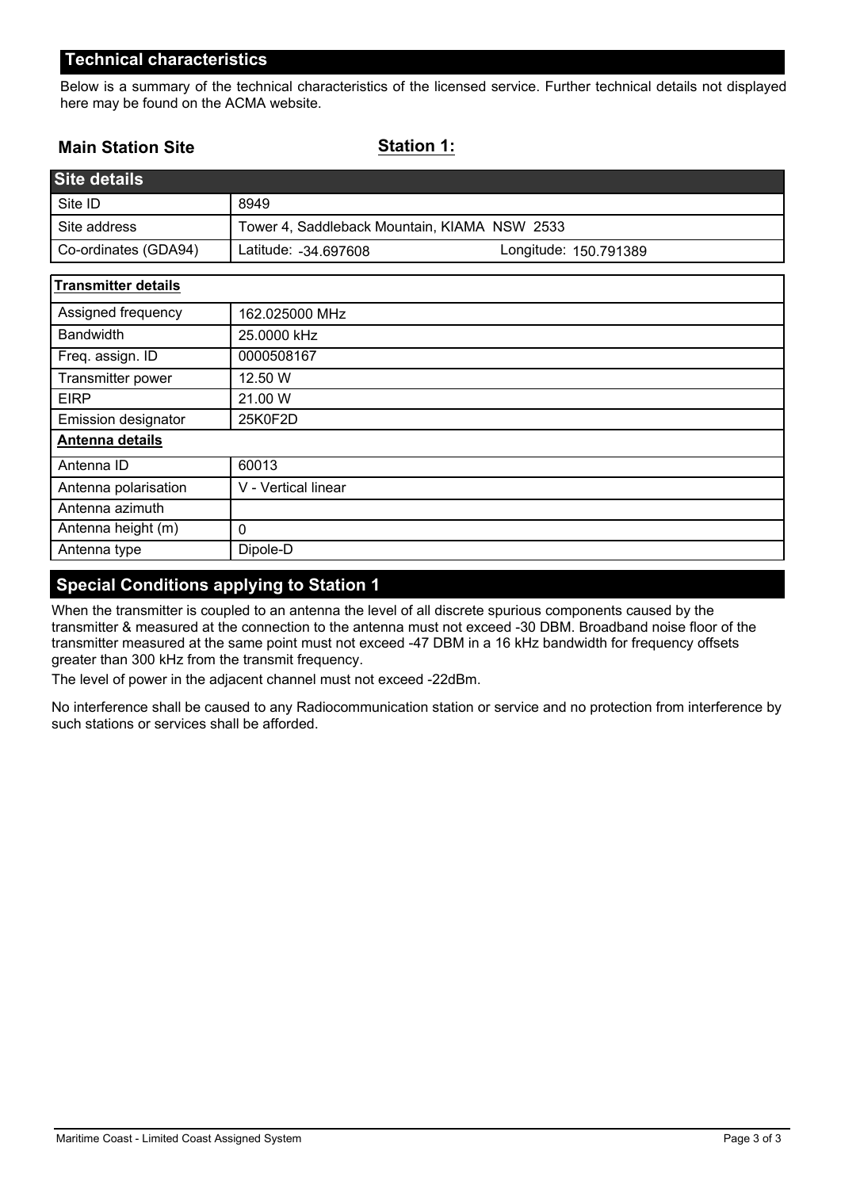## Technical characteristics

Below is a summary of the technical characteristics of the licensed service. Further technical details not displayed here may be found on the ACMA website.

**Main Station Site** **Station 1:**

| Site details | | |
|---|---|---|
| Site ID | 8949 | |
| Site address | Tower 4, Saddleback Mountain, KIAMA NSW 2533 | |
| Co-ordinates (GDA94) | Latitude: -34.697608 | Longitude: 150.791389 |

| Transmitter details | |
|---|---|
| Assigned frequency | 162.025000 MHz |
| Bandwidth | 25.0000 kHz |
| Freq. assign. ID | 0000508167 |
| Transmitter power | 12.50 W |
| EIRP | 21.00 W |
| Emission designator | 25K0F2D |
| **Antenna details** | |
| Antenna ID | 60013 |
| Antenna polarisation | V - Vertical linear |
| Antenna azimuth | |
| Antenna height (m) | 0 |
| Antenna type | Dipole-D |

## Special Conditions applying to Station 1

When the transmitter is coupled to an antenna the level of all discrete spurious components caused by the transmitter & measured at the connection to the antenna must not exceed -30 DBM. Broadband noise floor of the transmitter measured at the same point must not exceed -47 DBM in a 16 kHz bandwidth for frequency offsets greater than 300 kHz from the transmit frequency.

The level of power in the adjacent channel must not exceed -22dBm.

No interference shall be caused to any Radiocommunication station or service and no protection from interference by such stations or services shall be afforded.